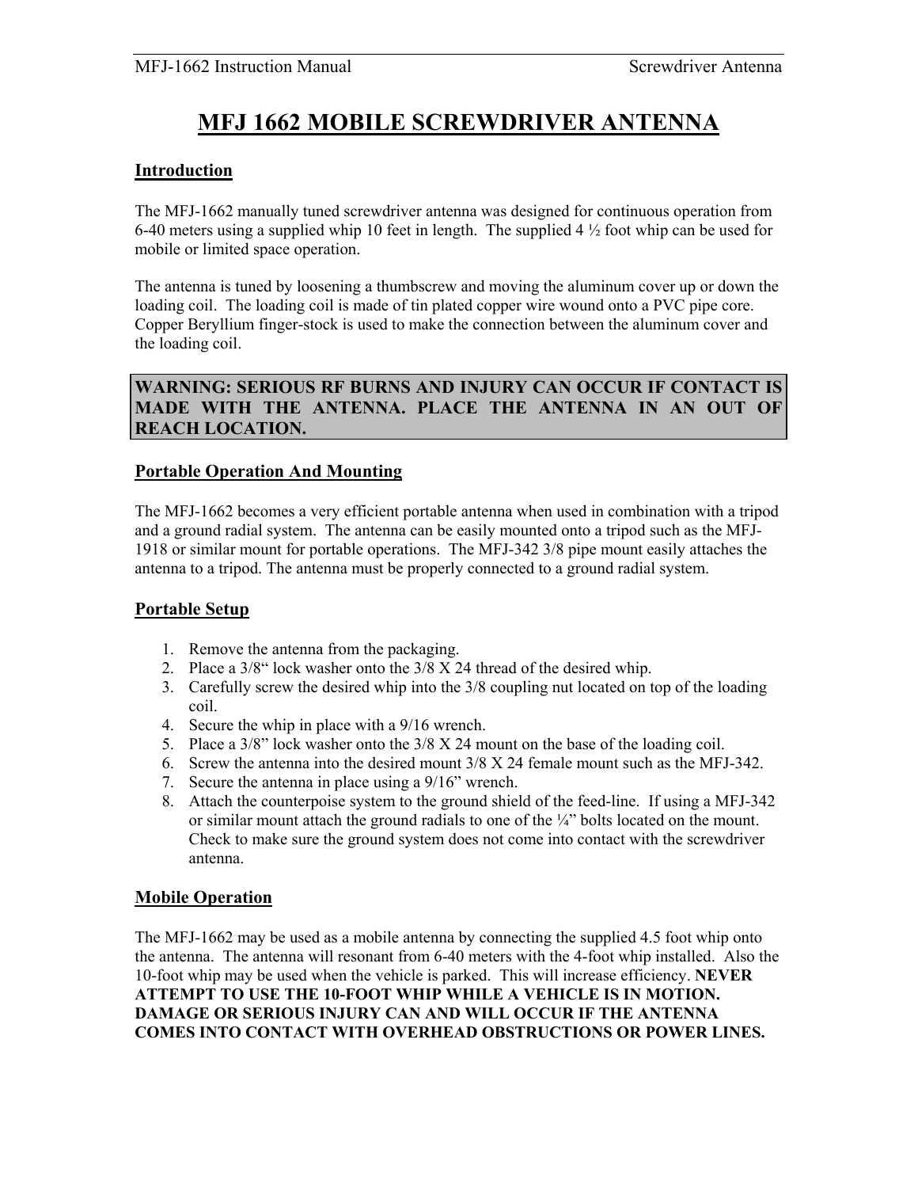# MFJ 1662 MOBILE SCREWDRIVER ANTENNA

## Introduction

The MFJ-1662 manually tuned screwdriver antenna was designed for continuous operation from 6-40 meters using a supplied whip 10 feet in length. The supplied 4 ½ foot whip can be used for mobile or limited space operation.

The antenna is tuned by loosening a thumbscrew and moving the aluminum cover up or down the loading coil. The loading coil is made of tin plated copper wire wound onto a PVC pipe core. Copper Beryllium finger-stock is used to make the connection between the aluminum cover and the loading coil.

**WARNING: SERIOUS RF BURNS AND INJURY CAN OCCUR IF CONTACT IS MADE WITH THE ANTENNA. PLACE THE ANTENNA IN AN OUT OF REACH LOCATION.**

## Portable Operation And Mounting

The MFJ-1662 becomes a very efficient portable antenna when used in combination with a tripod and a ground radial system. The antenna can be easily mounted onto a tripod such as the MFJ-1918 or similar mount for portable operations. The MFJ-342 3/8 pipe mount easily attaches the antenna to a tripod. The antenna must be properly connected to a ground radial system.

## Portable Setup

1. Remove the antenna from the packaging.
2. Place a 3/8" lock washer onto the 3/8 X 24 thread of the desired whip.
3. Carefully screw the desired whip into the 3/8 coupling nut located on top of the loading coil.
4. Secure the whip in place with a 9/16 wrench.
5. Place a 3/8" lock washer onto the 3/8 X 24 mount on the base of the loading coil.
6. Screw the antenna into the desired mount 3/8 X 24 female mount such as the MFJ-342.
7. Secure the antenna in place using a 9/16" wrench.
8. Attach the counterpoise system to the ground shield of the feed-line. If using a MFJ-342 or similar mount attach the ground radials to one of the ¼" bolts located on the mount. Check to make sure the ground system does not come into contact with the screwdriver antenna.

## Mobile Operation

The MFJ-1662 may be used as a mobile antenna by connecting the supplied 4.5 foot whip onto the antenna. The antenna will resonant from 6-40 meters with the 4-foot whip installed. Also the 10-foot whip may be used when the vehicle is parked. This will increase efficiency. **NEVER ATTEMPT TO USE THE 10-FOOT WHIP WHILE A VEHICLE IS IN MOTION. DAMAGE OR SERIOUS INJURY CAN AND WILL OCCUR IF THE ANTENNA COMES INTO CONTACT WITH OVERHEAD OBSTRUCTIONS OR POWER LINES.**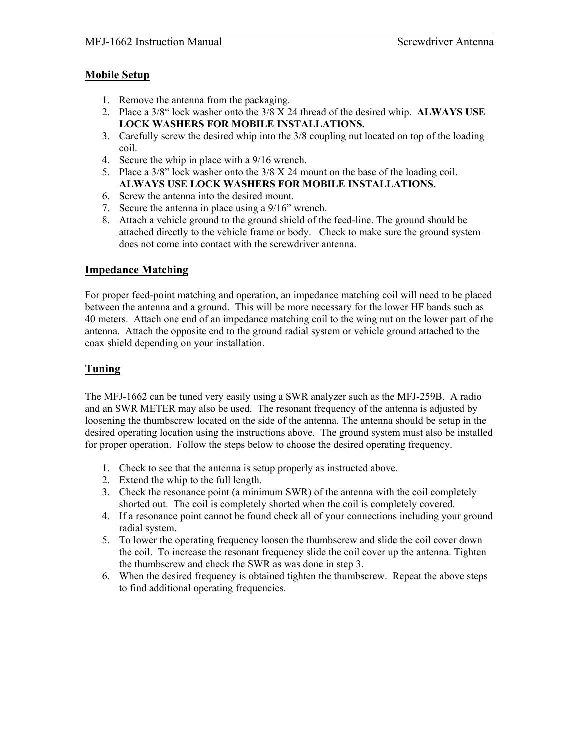## Mobile Setup

1. Remove the antenna from the packaging.
2. Place a 3/8" lock washer onto the 3/8 X 24 thread of the desired whip. **ALWAYS USE LOCK WASHERS FOR MOBILE INSTALLATIONS.**
3. Carefully screw the desired whip into the 3/8 coupling nut located on top of the loading coil.
4. Secure the whip in place with a 9/16 wrench.
5. Place a 3/8" lock washer onto the 3/8 X 24 mount on the base of the loading coil. **ALWAYS USE LOCK WASHERS FOR MOBILE INSTALLATIONS.**
6. Screw the antenna into the desired mount.
7. Secure the antenna in place using a 9/16" wrench.
8. Attach a vehicle ground to the ground shield of the feed-line. The ground should be attached directly to the vehicle frame or body. Check to make sure the ground system does not come into contact with the screwdriver antenna.

## Impedance Matching

For proper feed-point matching and operation, an impedance matching coil will need to be placed between the antenna and a ground. This will be more necessary for the lower HF bands such as 40 meters. Attach one end of an impedance matching coil to the wing nut on the lower part of the antenna. Attach the opposite end to the ground radial system or vehicle ground attached to the coax shield depending on your installation.

## Tuning

The MFJ-1662 can be tuned very easily using a SWR analyzer such as the MFJ-259B. A radio and an SWR METER may also be used. The resonant frequency of the antenna is adjusted by loosening the thumbscrew located on the side of the antenna. The antenna should be setup in the desired operating location using the instructions above. The ground system must also be installed for proper operation. Follow the steps below to choose the desired operating frequency.

1. Check to see that the antenna is setup properly as instructed above.
2. Extend the whip to the full length.
3. Check the resonance point (a minimum SWR) of the antenna with the coil completely shorted out. The coil is completely shorted when the coil is completely covered.
4. If a resonance point cannot be found check all of your connections including your ground radial system.
5. To lower the operating frequency loosen the thumbscrew and slide the coil cover down the coil. To increase the resonant frequency slide the coil cover up the antenna. Tighten the thumbscrew and check the SWR as was done in step 3.
6. When the desired frequency is obtained tighten the thumbscrew. Repeat the above steps to find additional operating frequencies.